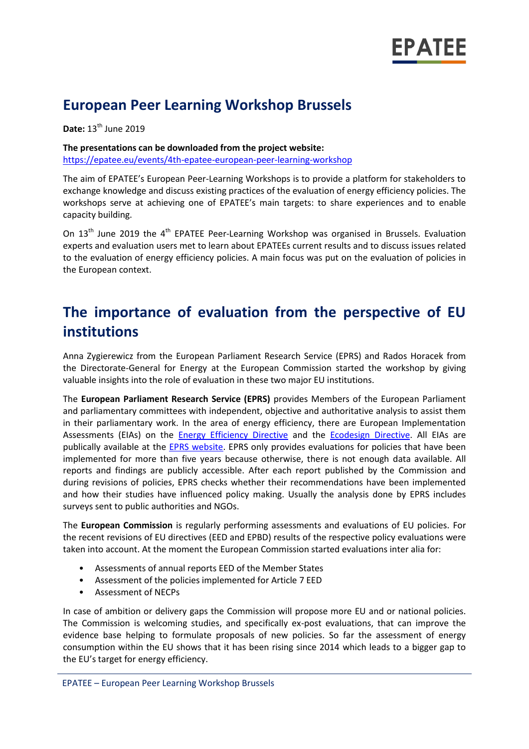# European Peer Learning Workshop Brussels

**Date:** 13th June 2019

**The presentations can be downloaded from the project website:**
[https://epatee.eu/events/4th-epatee-european-peer-learning-workshop](https://epatee.eu/events/4th-epatee-european-peer-learning-workshop)

The aim of EPATEE's European Peer-Learning Workshops is to provide a platform for stakeholders to exchange knowledge and discuss existing practices of the evaluation of energy efficiency policies. The workshops serve at achieving one of EPATEE's main targets: to share experiences and to enable capacity building.

On 13th June 2019 the 4th EPATEE Peer-Learning Workshop was organised in Brussels. Evaluation experts and evaluation users met to learn about EPATEEs current results and to discuss issues related to the evaluation of energy efficiency policies. A main focus was put on the evaluation of policies in the European context.

# The importance of evaluation from the perspective of EU institutions

Anna Zygierewicz from the European Parliament Research Service (EPRS) and Rados Horacek from the Directorate-General for Energy at the European Commission started the workshop by giving valuable insights into the role of evaluation in these two major EU institutions.

The **European Parliament Research Service (EPRS)** provides Members of the European Parliament and parliamentary committees with independent, objective and authoritative analysis to assist them in their parliamentary work. In the area of energy efficiency, there are European Implementation Assessments (EIAs) on the Energy Efficiency Directive and the Ecodesign Directive. All EIAs are publically available at the EPRS website. EPRS only provides evaluations for policies that have been implemented for more than five years because otherwise, there is not enough data available. All reports and findings are publicly accessible. After each report published by the Commission and during revisions of policies, EPRS checks whether their recommendations have been implemented and how their studies have influenced policy making. Usually the analysis done by EPRS includes surveys sent to public authorities and NGOs.

The **European Commission** is regularly performing assessments and evaluations of EU policies. For the recent revisions of EU directives (EED and EPBD) results of the respective policy evaluations were taken into account. At the moment the European Commission started evaluations inter alia for:

- Assessments of annual reports EED of the Member States
- Assessment of the policies implemented for Article 7 EED
- Assessment of NECPs

In case of ambition or delivery gaps the Commission will propose more EU and or national policies. The Commission is welcoming studies, and specifically ex-post evaluations, that can improve the evidence base helping to formulate proposals of new policies. So far the assessment of energy consumption within the EU shows that it has been rising since 2014 which leads to a bigger gap to the EU's target for energy efficiency.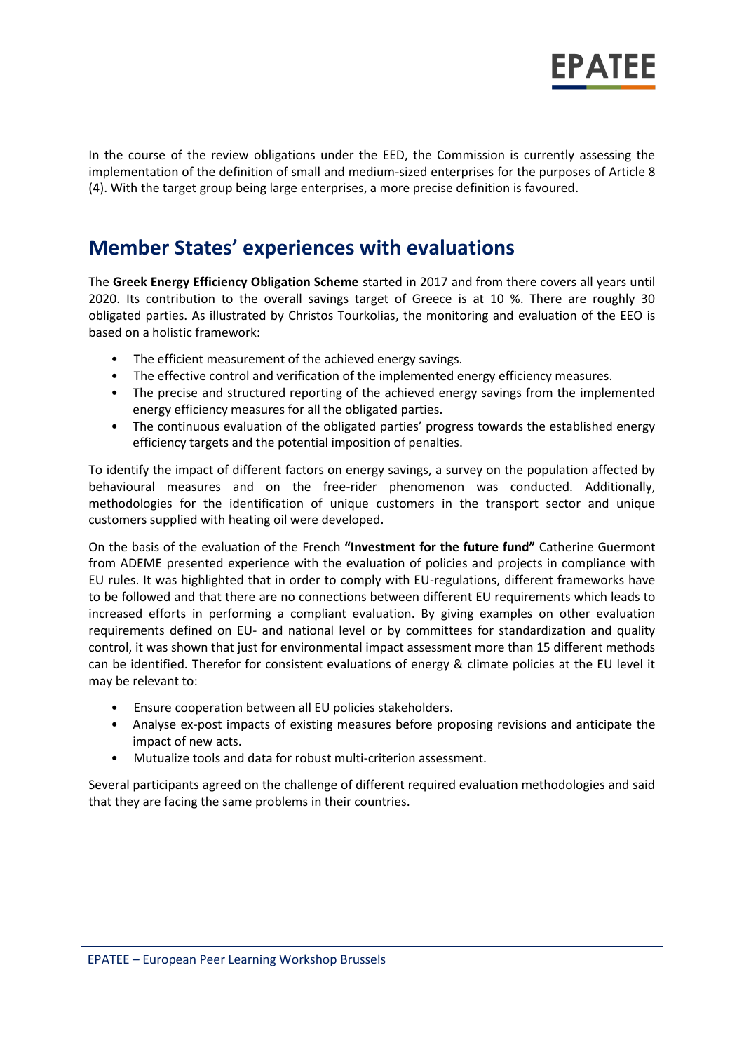In the course of the review obligations under the EED, the Commission is currently assessing the implementation of the definition of small and medium-sized enterprises for the purposes of Article 8 (4). With the target group being large enterprises, a more precise definition is favoured.

## Member States' experiences with evaluations

The **Greek Energy Efficiency Obligation Scheme** started in 2017 and from there covers all years until 2020. Its contribution to the overall savings target of Greece is at 10 %. There are roughly 30 obligated parties. As illustrated by Christos Tourkolias, the monitoring and evaluation of the EEO is based on a holistic framework:

- The efficient measurement of the achieved energy savings.
- The effective control and verification of the implemented energy efficiency measures.
- The precise and structured reporting of the achieved energy savings from the implemented energy efficiency measures for all the obligated parties.
- The continuous evaluation of the obligated parties' progress towards the established energy efficiency targets and the potential imposition of penalties.

To identify the impact of different factors on energy savings, a survey on the population affected by behavioural measures and on the free-rider phenomenon was conducted. Additionally, methodologies for the identification of unique customers in the transport sector and unique customers supplied with heating oil were developed.

On the basis of the evaluation of the French **"Investment for the future fund"** Catherine Guermont from ADEME presented experience with the evaluation of policies and projects in compliance with EU rules. It was highlighted that in order to comply with EU-regulations, different frameworks have to be followed and that there are no connections between different EU requirements which leads to increased efforts in performing a compliant evaluation. By giving examples on other evaluation requirements defined on EU- and national level or by committees for standardization and quality control, it was shown that just for environmental impact assessment more than 15 different methods can be identified. Therefor for consistent evaluations of energy & climate policies at the EU level it may be relevant to:

- Ensure cooperation between all EU policies stakeholders.
- Analyse ex-post impacts of existing measures before proposing revisions and anticipate the impact of new acts.
- Mutualize tools and data for robust multi-criterion assessment.

Several participants agreed on the challenge of different required evaluation methodologies and said that they are facing the same problems in their countries.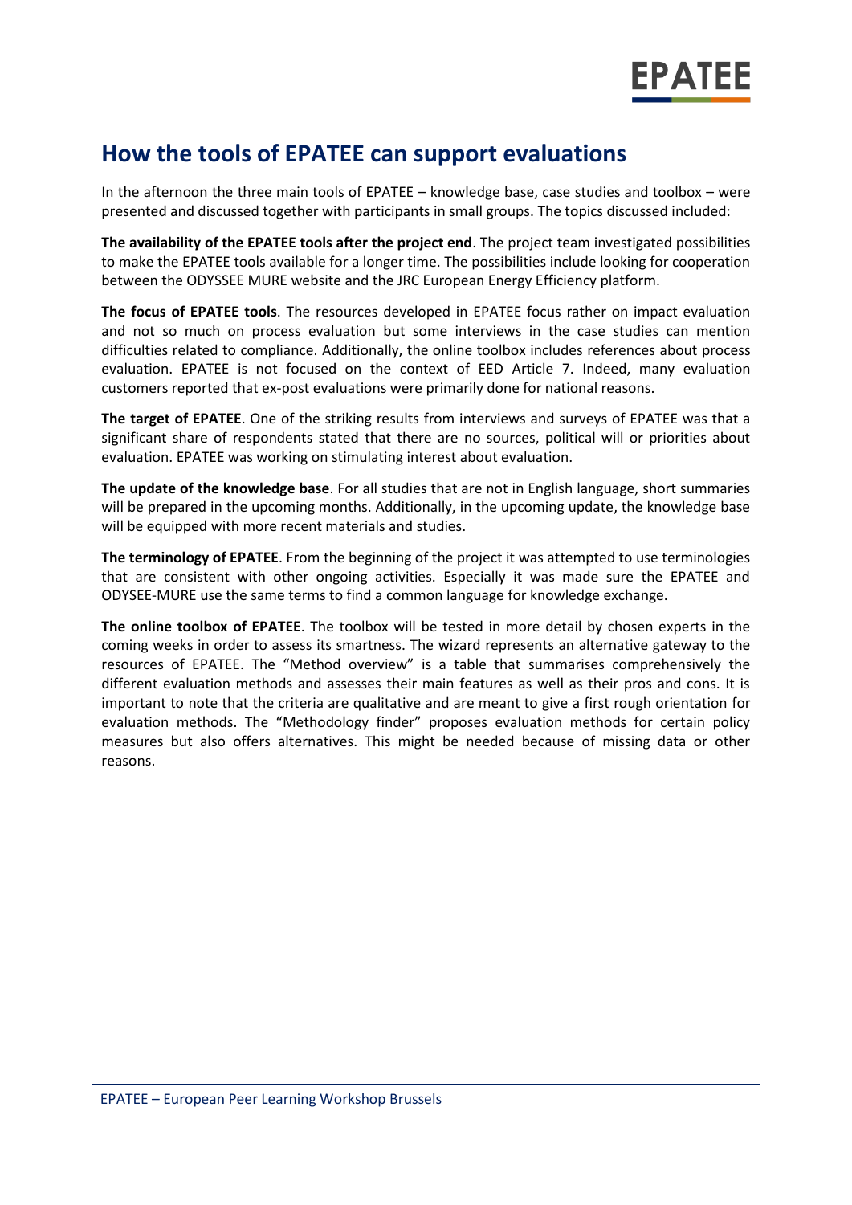## How the tools of EPATEE can support evaluations

In the afternoon the three main tools of EPATEE – knowledge base, case studies and toolbox – were presented and discussed together with participants in small groups. The topics discussed included:

**The availability of the EPATEE tools after the project end**. The project team investigated possibilities to make the EPATEE tools available for a longer time. The possibilities include looking for cooperation between the ODYSSEE MURE website and the JRC European Energy Efficiency platform.

**The focus of EPATEE tools**. The resources developed in EPATEE focus rather on impact evaluation and not so much on process evaluation but some interviews in the case studies can mention difficulties related to compliance. Additionally, the online toolbox includes references about process evaluation. EPATEE is not focused on the context of EED Article 7. Indeed, many evaluation customers reported that ex-post evaluations were primarily done for national reasons.

**The target of EPATEE**. One of the striking results from interviews and surveys of EPATEE was that a significant share of respondents stated that there are no sources, political will or priorities about evaluation. EPATEE was working on stimulating interest about evaluation.

**The update of the knowledge base**. For all studies that are not in English language, short summaries will be prepared in the upcoming months. Additionally, in the upcoming update, the knowledge base will be equipped with more recent materials and studies.

**The terminology of EPATEE**. From the beginning of the project it was attempted to use terminologies that are consistent with other ongoing activities. Especially it was made sure the EPATEE and ODYSEE-MURE use the same terms to find a common language for knowledge exchange.

**The online toolbox of EPATEE**. The toolbox will be tested in more detail by chosen experts in the coming weeks in order to assess its smartness. The wizard represents an alternative gateway to the resources of EPATEE. The "Method overview" is a table that summarises comprehensively the different evaluation methods and assesses their main features as well as their pros and cons. It is important to note that the criteria are qualitative and are meant to give a first rough orientation for evaluation methods. The "Methodology finder" proposes evaluation methods for certain policy measures but also offers alternatives. This might be needed because of missing data or other reasons.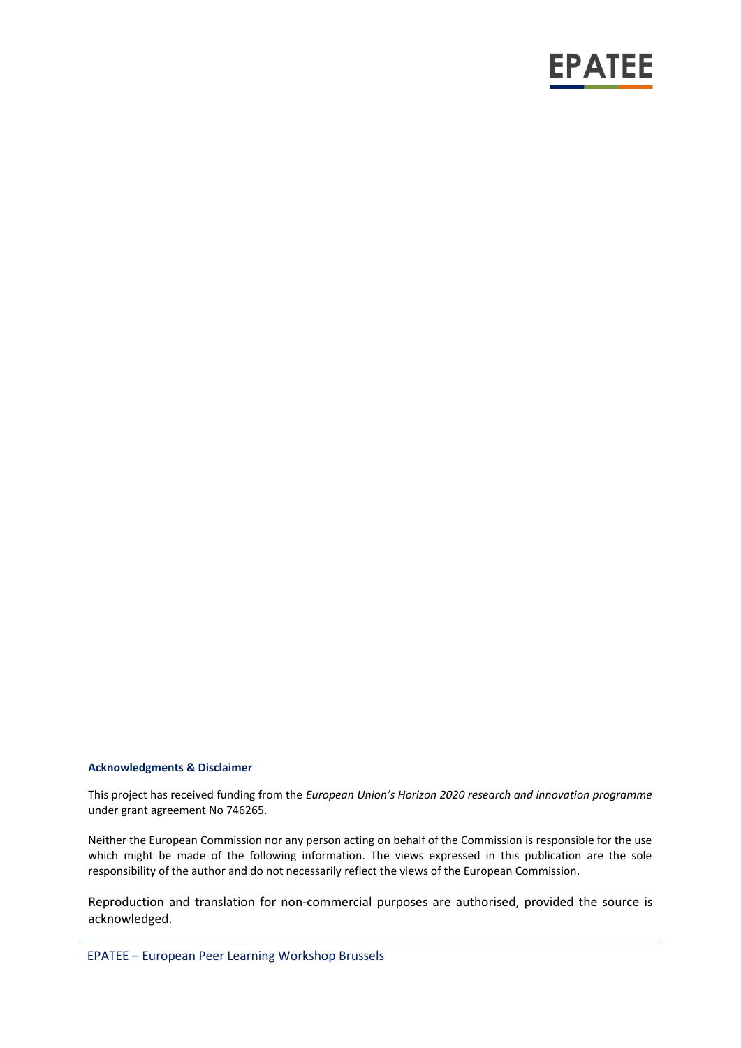**Acknowledgments & Disclaimer**

This project has received funding from the *European Union's Horizon 2020 research and innovation programme* under grant agreement No 746265.

Neither the European Commission nor any person acting on behalf of the Commission is responsible for the use which might be made of the following information. The views expressed in this publication are the sole responsibility of the author and do not necessarily reflect the views of the European Commission.

Reproduction and translation for non-commercial purposes are authorised, provided the source is acknowledged.